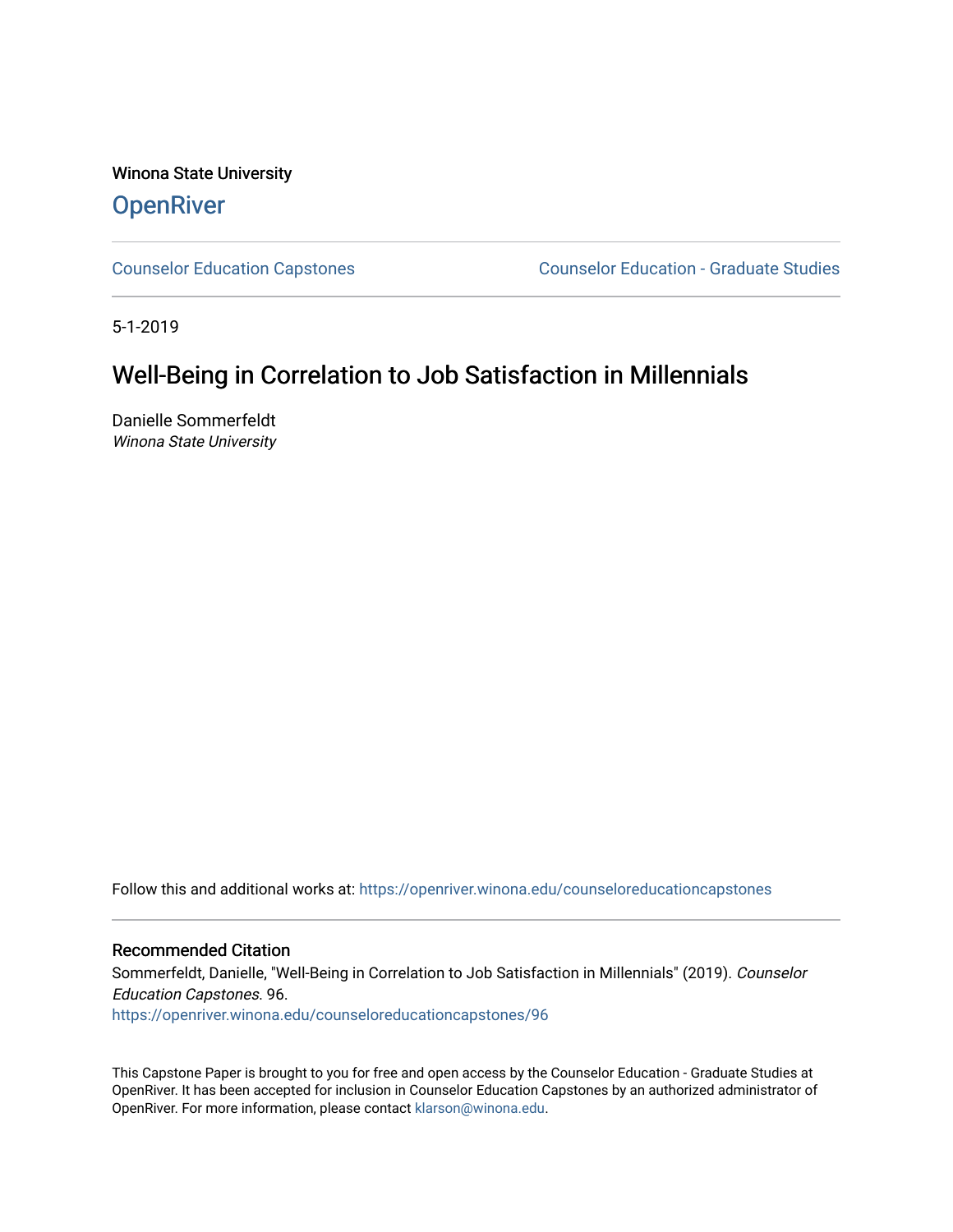Winona State University

**OpenRiver**

Counselor Education Capstones | Counselor Education - Graduate Studies

5-1-2019

# Well-Being in Correlation to Job Satisfaction in Millennials

Danielle Sommerfeldt
*Winona State University*

Follow this and additional works at: https://openriver.winona.edu/counseloreducationcapstones

### Recommended Citation

Sommerfeldt, Danielle, "Well-Being in Correlation to Job Satisfaction in Millennials" (2019). *Counselor Education Capstones*. 96.
https://openriver.winona.edu/counseloreducationcapstones/96

This Capstone Paper is brought to you for free and open access by the Counselor Education - Graduate Studies at OpenRiver. It has been accepted for inclusion in Counselor Education Capstones by an authorized administrator of OpenRiver. For more information, please contact klarson@winona.edu.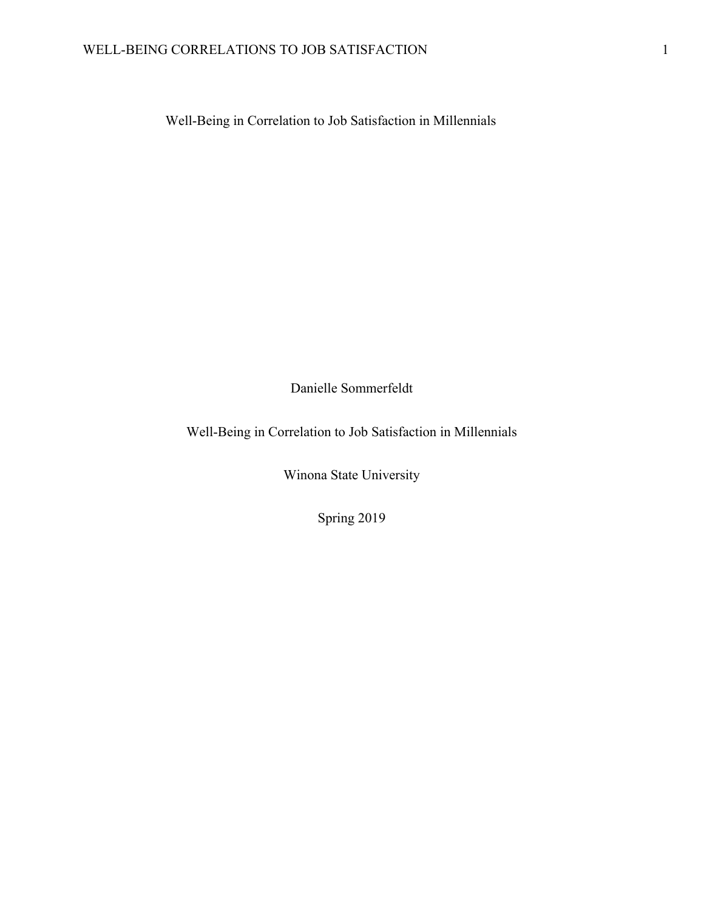Well-Being in Correlation to Job Satisfaction in Millennials

Danielle Sommerfeldt

Well-Being in Correlation to Job Satisfaction in Millennials

Winona State University

Spring 2019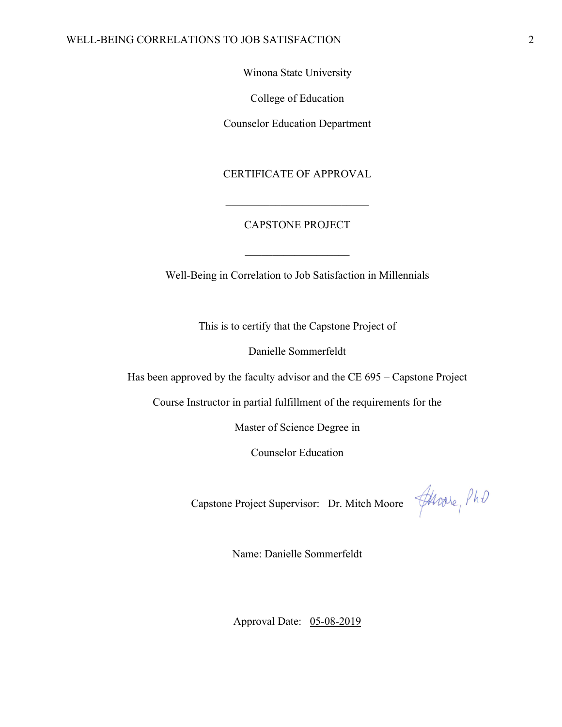Winona State University

College of Education

Counselor Education Department

CERTIFICATE OF APPROVAL

___________________________

CAPSTONE PROJECT

___________________

Well-Being in Correlation to Job Satisfaction in Millennials

This is to certify that the Capstone Project of

Danielle Sommerfeldt

Has been approved by the faculty advisor and the CE 695 – Capstone Project

Course Instructor in partial fulfillment of the requirements for the

Master of Science Degree in

Counselor Education

Capstone Project Supervisor: Dr. Mitch Moore

Name: Danielle Sommerfeldt

Approval Date: 05-08-2019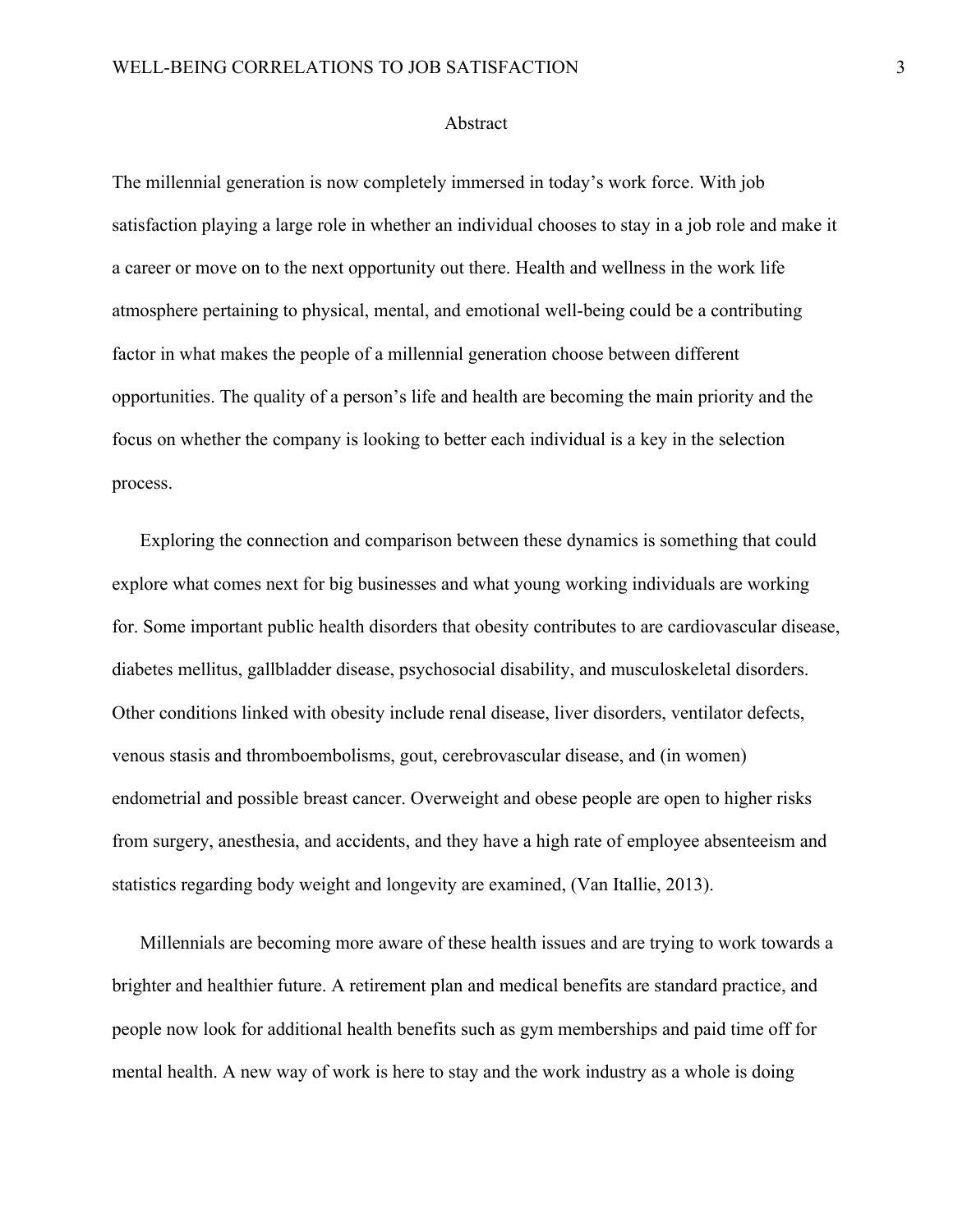# Abstract

The millennial generation is now completely immersed in today's work force. With job satisfaction playing a large role in whether an individual chooses to stay in a job role and make it a career or move on to the next opportunity out there. Health and wellness in the work life atmosphere pertaining to physical, mental, and emotional well-being could be a contributing factor in what makes the people of a millennial generation choose between different opportunities. The quality of a person's life and health are becoming the main priority and the focus on whether the company is looking to better each individual is a key in the selection process.

Exploring the connection and comparison between these dynamics is something that could explore what comes next for big businesses and what young working individuals are working for. Some important public health disorders that obesity contributes to are cardiovascular disease, diabetes mellitus, gallbladder disease, psychosocial disability, and musculoskeletal disorders. Other conditions linked with obesity include renal disease, liver disorders, ventilator defects, venous stasis and thromboembolisms, gout, cerebrovascular disease, and (in women) endometrial and possible breast cancer. Overweight and obese people are open to higher risks from surgery, anesthesia, and accidents, and they have a high rate of employee absenteeism and statistics regarding body weight and longevity are examined, (Van Itallie, 2013).

Millennials are becoming more aware of these health issues and are trying to work towards a brighter and healthier future. A retirement plan and medical benefits are standard practice, and people now look for additional health benefits such as gym memberships and paid time off for mental health. A new way of work is here to stay and the work industry as a whole is doing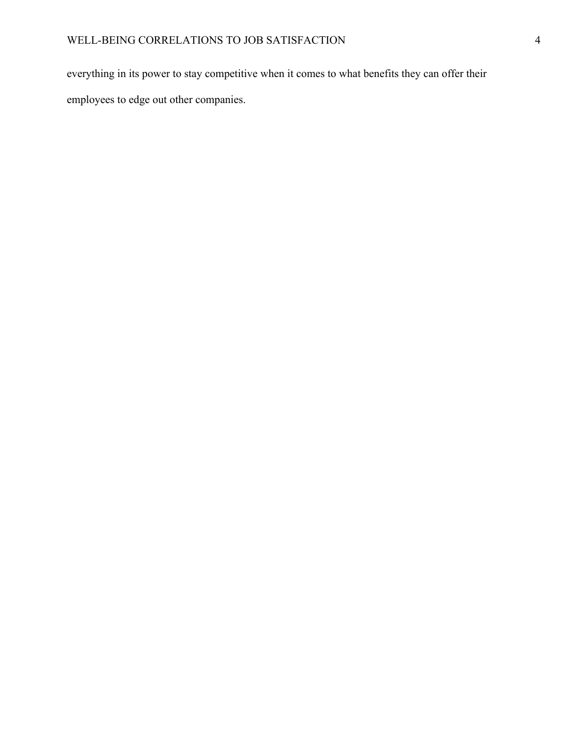everything in its power to stay competitive when it comes to what benefits they can offer their employees to edge out other companies.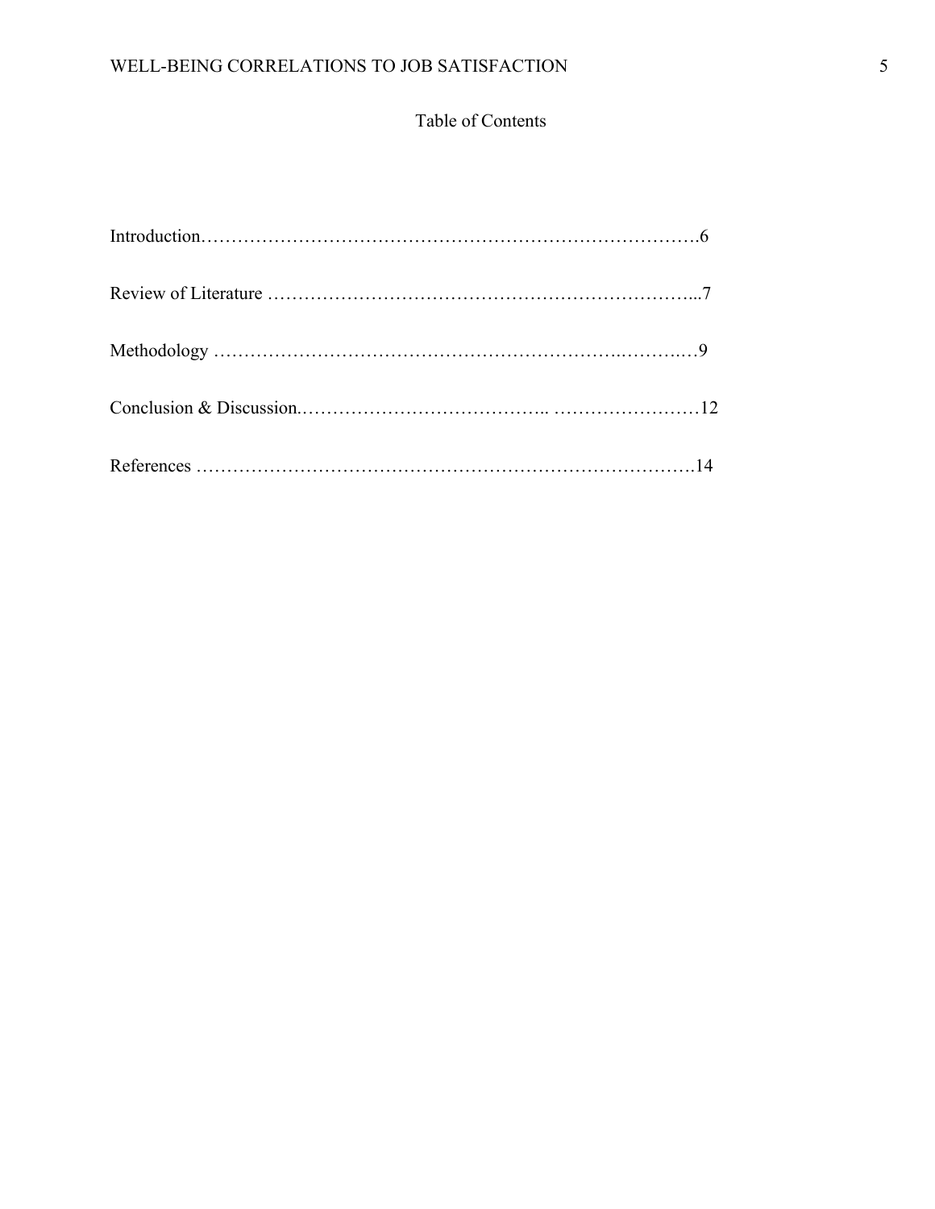# Table of Contents

Introduction……………………………………………………………………….6

Review of Literature ……………………………………………………………...7

Methodology ……………………………………………………….……….…9

Conclusion & Discussion.………………………………….. ……………………12

References ……………………………………………………………………….14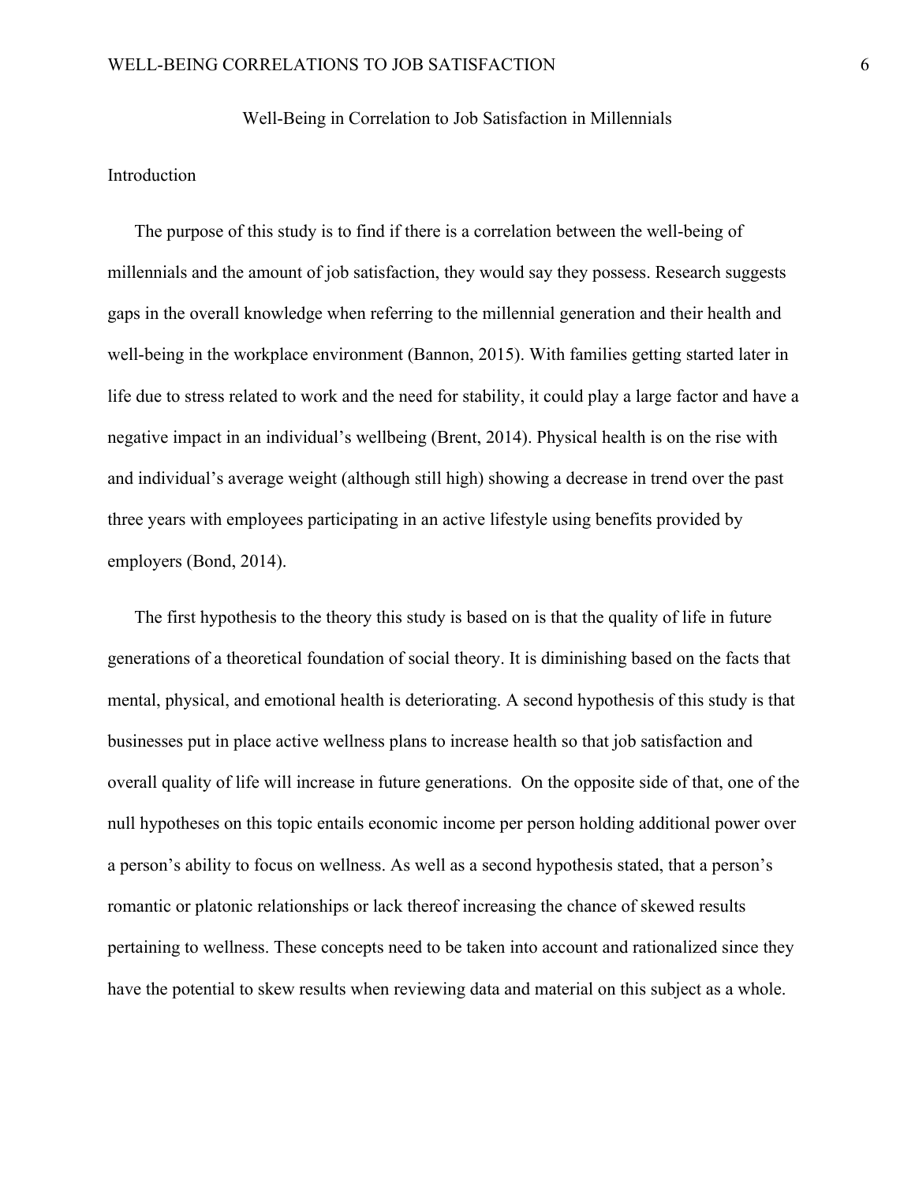# Well-Being in Correlation to Job Satisfaction in Millennials

## Introduction

The purpose of this study is to find if there is a correlation between the well-being of millennials and the amount of job satisfaction, they would say they possess. Research suggests gaps in the overall knowledge when referring to the millennial generation and their health and well-being in the workplace environment (Bannon, 2015). With families getting started later in life due to stress related to work and the need for stability, it could play a large factor and have a negative impact in an individual's wellbeing (Brent, 2014). Physical health is on the rise with and individual's average weight (although still high) showing a decrease in trend over the past three years with employees participating in an active lifestyle using benefits provided by employers (Bond, 2014).

The first hypothesis to the theory this study is based on is that the quality of life in future generations of a theoretical foundation of social theory. It is diminishing based on the facts that mental, physical, and emotional health is deteriorating. A second hypothesis of this study is that businesses put in place active wellness plans to increase health so that job satisfaction and overall quality of life will increase in future generations. On the opposite side of that, one of the null hypotheses on this topic entails economic income per person holding additional power over a person's ability to focus on wellness. As well as a second hypothesis stated, that a person's romantic or platonic relationships or lack thereof increasing the chance of skewed results pertaining to wellness. These concepts need to be taken into account and rationalized since they have the potential to skew results when reviewing data and material on this subject as a whole.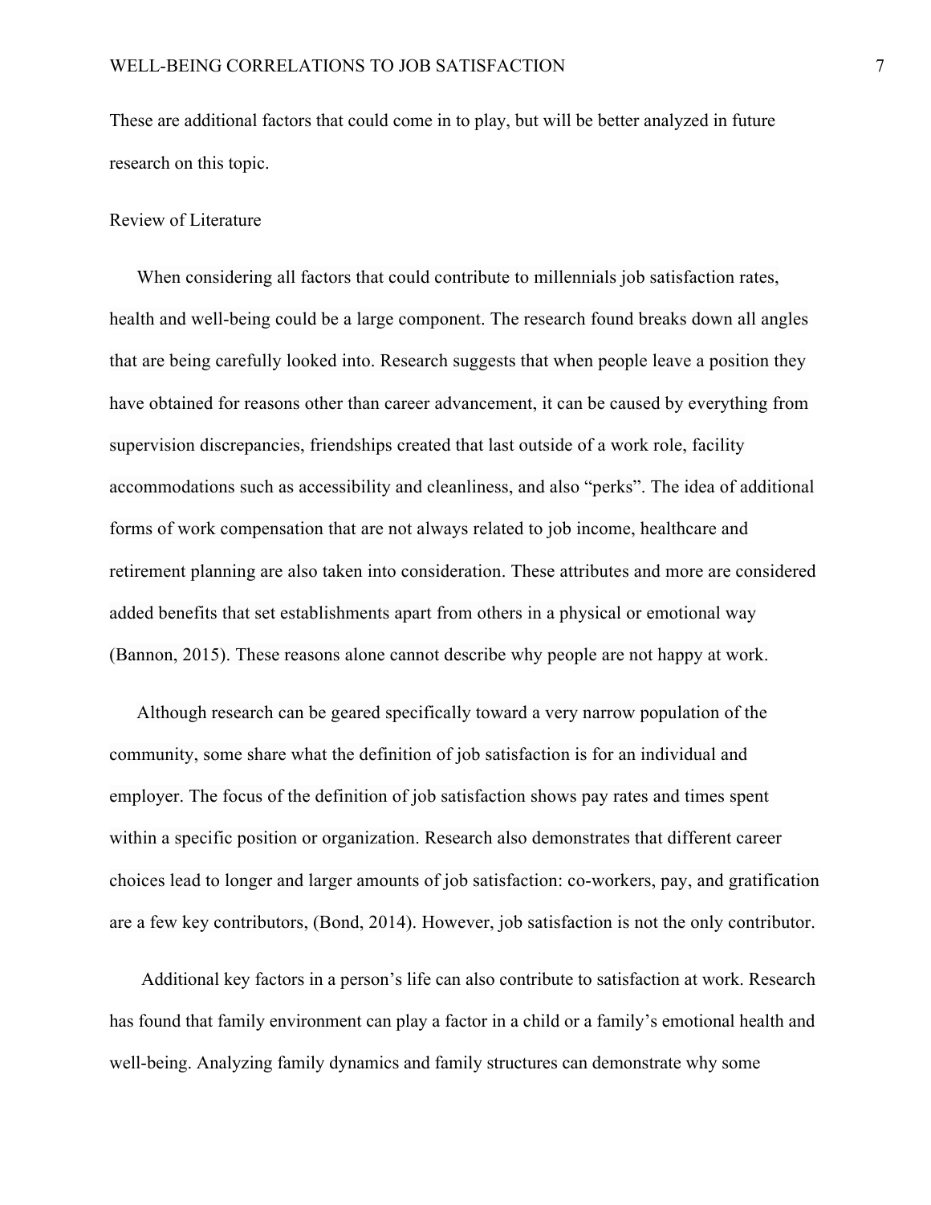These are additional factors that could come in to play, but will be better analyzed in future research on this topic.

## Review of Literature

When considering all factors that could contribute to millennials job satisfaction rates, health and well-being could be a large component. The research found breaks down all angles that are being carefully looked into. Research suggests that when people leave a position they have obtained for reasons other than career advancement, it can be caused by everything from supervision discrepancies, friendships created that last outside of a work role, facility accommodations such as accessibility and cleanliness, and also "perks". The idea of additional forms of work compensation that are not always related to job income, healthcare and retirement planning are also taken into consideration. These attributes and more are considered added benefits that set establishments apart from others in a physical or emotional way (Bannon, 2015). These reasons alone cannot describe why people are not happy at work.

Although research can be geared specifically toward a very narrow population of the community, some share what the definition of job satisfaction is for an individual and employer. The focus of the definition of job satisfaction shows pay rates and times spent within a specific position or organization. Research also demonstrates that different career choices lead to longer and larger amounts of job satisfaction: co-workers, pay, and gratification are a few key contributors, (Bond, 2014). However, job satisfaction is not the only contributor.

Additional key factors in a person's life can also contribute to satisfaction at work. Research has found that family environment can play a factor in a child or a family's emotional health and well-being. Analyzing family dynamics and family structures can demonstrate why some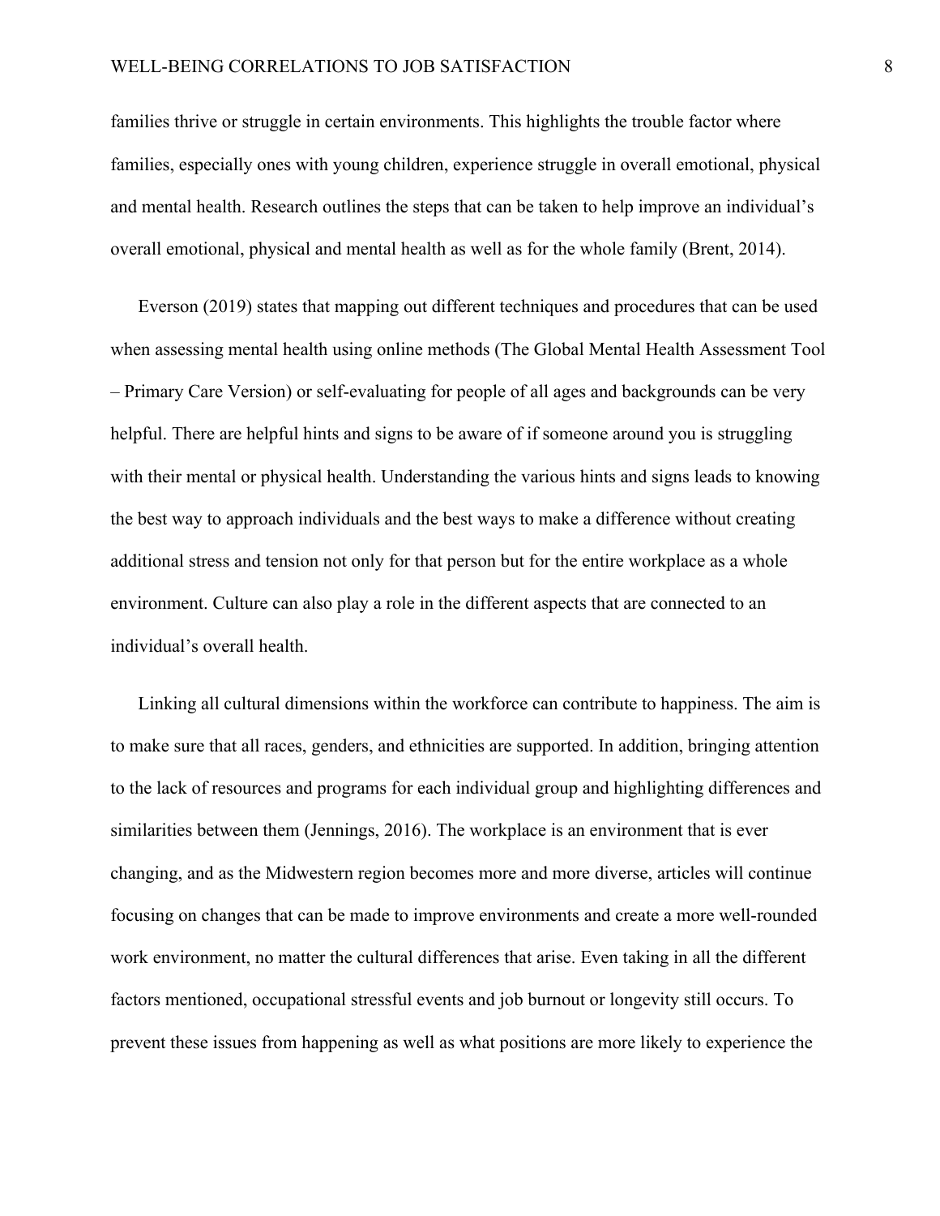families thrive or struggle in certain environments. This highlights the trouble factor where families, especially ones with young children, experience struggle in overall emotional, physical and mental health. Research outlines the steps that can be taken to help improve an individual's overall emotional, physical and mental health as well as for the whole family (Brent, 2014).

Everson (2019) states that mapping out different techniques and procedures that can be used when assessing mental health using online methods (The Global Mental Health Assessment Tool – Primary Care Version) or self-evaluating for people of all ages and backgrounds can be very helpful. There are helpful hints and signs to be aware of if someone around you is struggling with their mental or physical health. Understanding the various hints and signs leads to knowing the best way to approach individuals and the best ways to make a difference without creating additional stress and tension not only for that person but for the entire workplace as a whole environment. Culture can also play a role in the different aspects that are connected to an individual's overall health.

Linking all cultural dimensions within the workforce can contribute to happiness. The aim is to make sure that all races, genders, and ethnicities are supported. In addition, bringing attention to the lack of resources and programs for each individual group and highlighting differences and similarities between them (Jennings, 2016). The workplace is an environment that is ever changing, and as the Midwestern region becomes more and more diverse, articles will continue focusing on changes that can be made to improve environments and create a more well-rounded work environment, no matter the cultural differences that arise. Even taking in all the different factors mentioned, occupational stressful events and job burnout or longevity still occurs. To prevent these issues from happening as well as what positions are more likely to experience the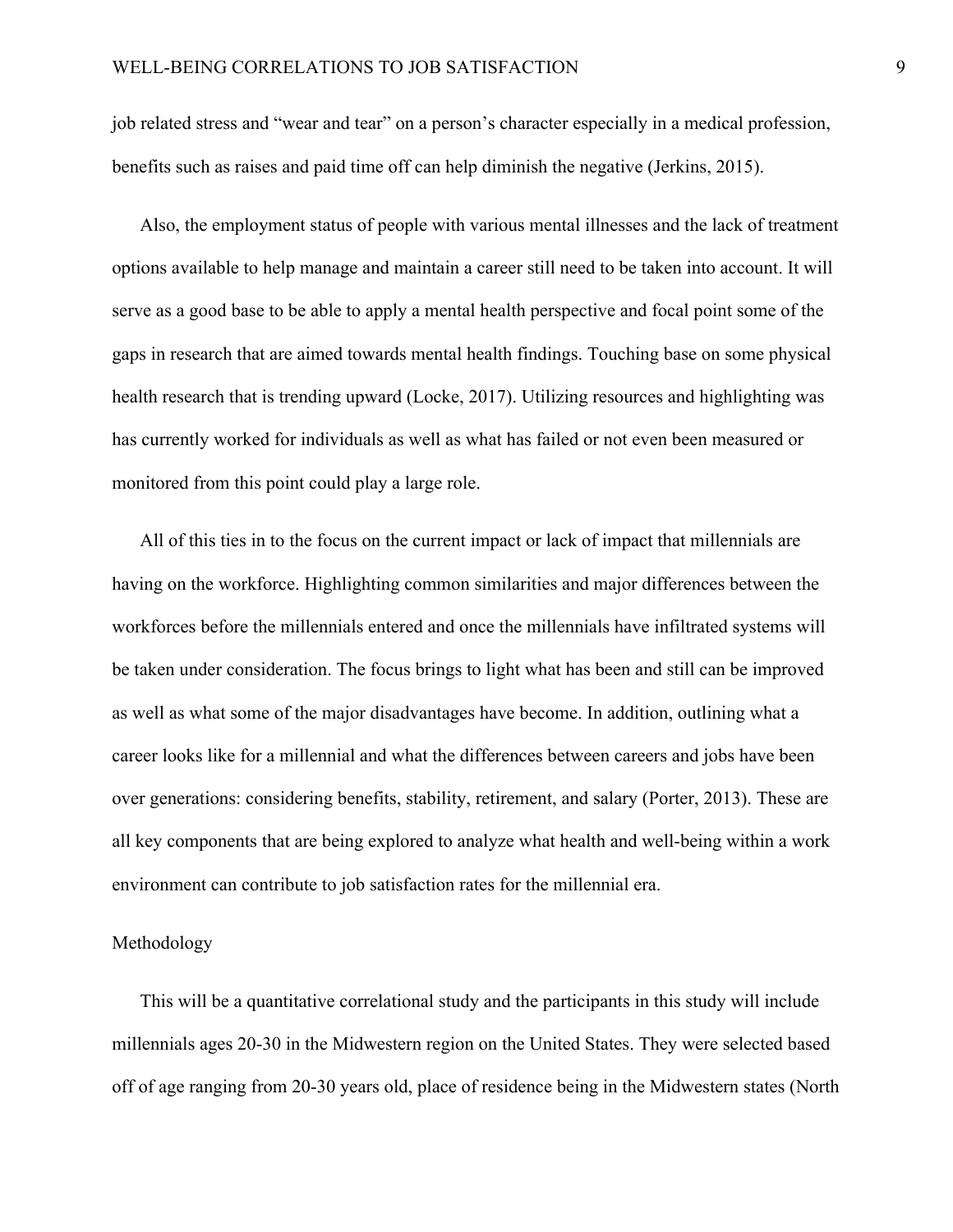job related stress and "wear and tear" on a person's character especially in a medical profession, benefits such as raises and paid time off can help diminish the negative (Jerkins, 2015).

Also, the employment status of people with various mental illnesses and the lack of treatment options available to help manage and maintain a career still need to be taken into account. It will serve as a good base to be able to apply a mental health perspective and focal point some of the gaps in research that are aimed towards mental health findings. Touching base on some physical health research that is trending upward (Locke, 2017). Utilizing resources and highlighting was has currently worked for individuals as well as what has failed or not even been measured or monitored from this point could play a large role.

All of this ties in to the focus on the current impact or lack of impact that millennials are having on the workforce. Highlighting common similarities and major differences between the workforces before the millennials entered and once the millennials have infiltrated systems will be taken under consideration. The focus brings to light what has been and still can be improved as well as what some of the major disadvantages have become. In addition, outlining what a career looks like for a millennial and what the differences between careers and jobs have been over generations: considering benefits, stability, retirement, and salary (Porter, 2013). These are all key components that are being explored to analyze what health and well-being within a work environment can contribute to job satisfaction rates for the millennial era.

## Methodology

This will be a quantitative correlational study and the participants in this study will include millennials ages 20-30 in the Midwestern region on the United States. They were selected based off of age ranging from 20-30 years old, place of residence being in the Midwestern states (North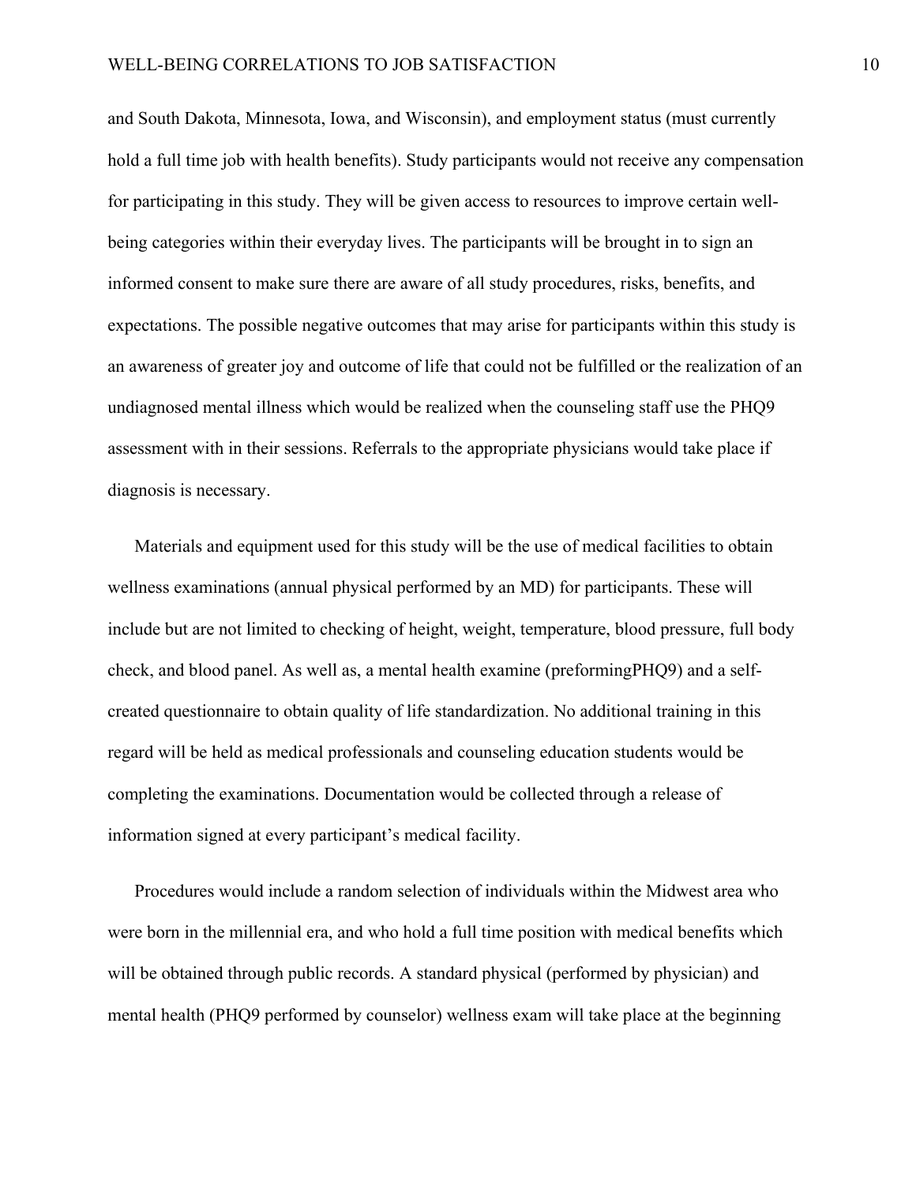and South Dakota, Minnesota, Iowa, and Wisconsin), and employment status (must currently hold a full time job with health benefits). Study participants would not receive any compensation for participating in this study. They will be given access to resources to improve certain well-being categories within their everyday lives. The participants will be brought in to sign an informed consent to make sure there are aware of all study procedures, risks, benefits, and expectations. The possible negative outcomes that may arise for participants within this study is an awareness of greater joy and outcome of life that could not be fulfilled or the realization of an undiagnosed mental illness which would be realized when the counseling staff use the PHQ9 assessment with in their sessions. Referrals to the appropriate physicians would take place if diagnosis is necessary.

Materials and equipment used for this study will be the use of medical facilities to obtain wellness examinations (annual physical performed by an MD) for participants. These will include but are not limited to checking of height, weight, temperature, blood pressure, full body check, and blood panel. As well as, a mental health examine (preformingPHQ9) and a self-created questionnaire to obtain quality of life standardization. No additional training in this regard will be held as medical professionals and counseling education students would be completing the examinations. Documentation would be collected through a release of information signed at every participant's medical facility.

Procedures would include a random selection of individuals within the Midwest area who were born in the millennial era, and who hold a full time position with medical benefits which will be obtained through public records. A standard physical (performed by physician) and mental health (PHQ9 performed by counselor) wellness exam will take place at the beginning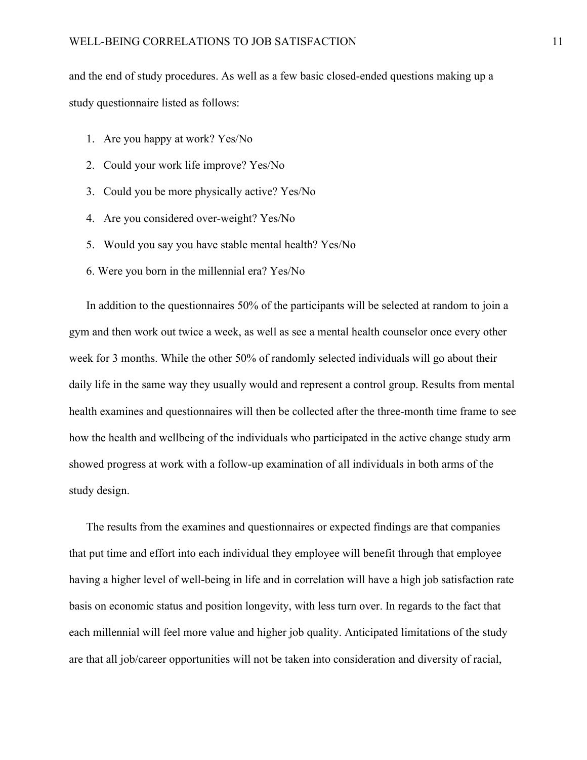and the end of study procedures. As well as a few basic closed-ended questions making up a study questionnaire listed as follows:

1. Are you happy at work? Yes/No
2. Could your work life improve? Yes/No
3. Could you be more physically active? Yes/No
4. Are you considered over-weight? Yes/No
5. Would you say you have stable mental health? Yes/No
6. Were you born in the millennial era? Yes/No

In addition to the questionnaires 50% of the participants will be selected at random to join a gym and then work out twice a week, as well as see a mental health counselor once every other week for 3 months. While the other 50% of randomly selected individuals will go about their daily life in the same way they usually would and represent a control group. Results from mental health examines and questionnaires will then be collected after the three-month time frame to see how the health and wellbeing of the individuals who participated in the active change study arm showed progress at work with a follow-up examination of all individuals in both arms of the study design.

The results from the examines and questionnaires or expected findings are that companies that put time and effort into each individual they employee will benefit through that employee having a higher level of well-being in life and in correlation will have a high job satisfaction rate basis on economic status and position longevity, with less turn over. In regards to the fact that each millennial will feel more value and higher job quality. Anticipated limitations of the study are that all job/career opportunities will not be taken into consideration and diversity of racial,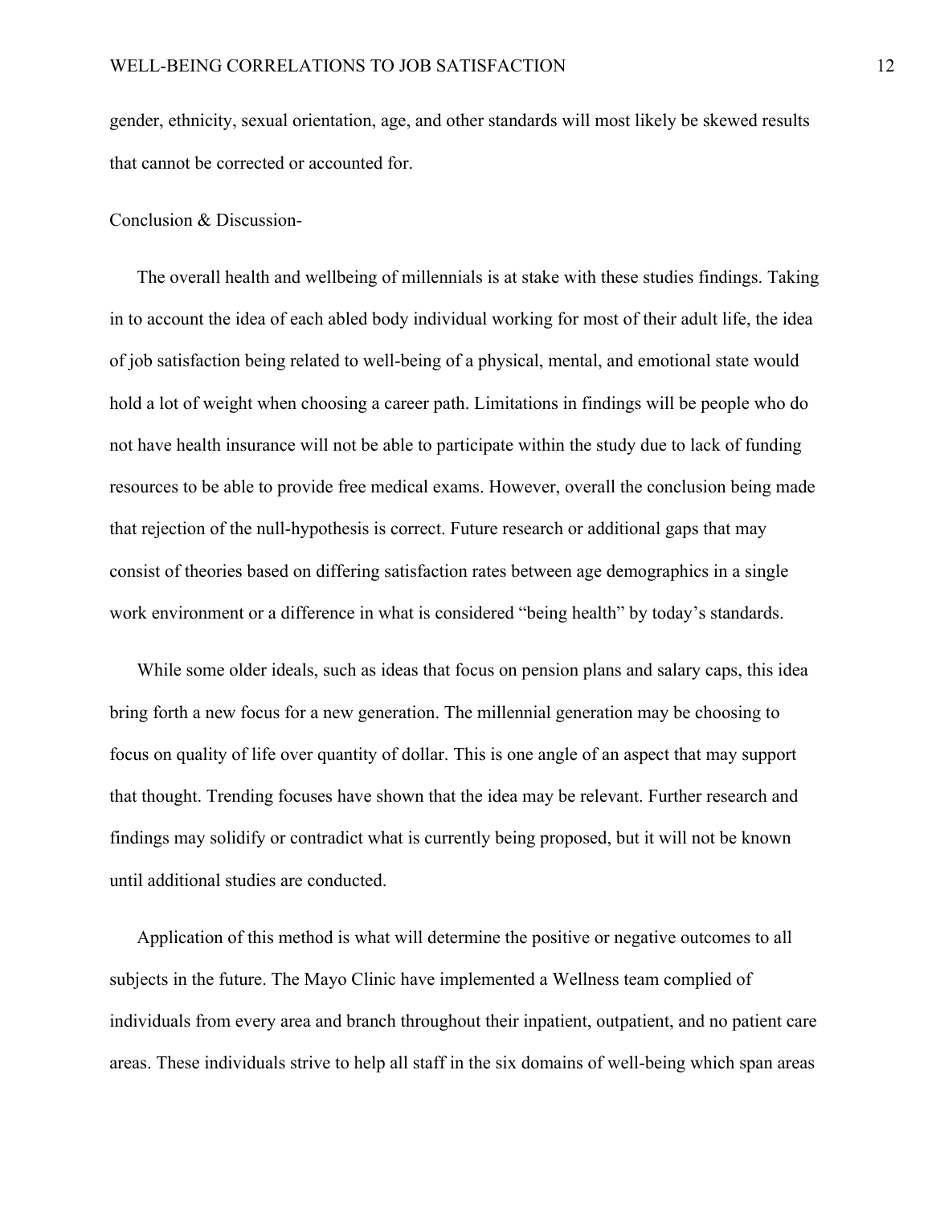gender, ethnicity, sexual orientation, age, and other standards will most likely be skewed results that cannot be corrected or accounted for.

## Conclusion & Discussion-

The overall health and wellbeing of millennials is at stake with these studies findings. Taking in to account the idea of each abled body individual working for most of their adult life, the idea of job satisfaction being related to well-being of a physical, mental, and emotional state would hold a lot of weight when choosing a career path. Limitations in findings will be people who do not have health insurance will not be able to participate within the study due to lack of funding resources to be able to provide free medical exams. However, overall the conclusion being made that rejection of the null-hypothesis is correct. Future research or additional gaps that may consist of theories based on differing satisfaction rates between age demographics in a single work environment or a difference in what is considered "being health" by today's standards.

While some older ideals, such as ideas that focus on pension plans and salary caps, this idea bring forth a new focus for a new generation. The millennial generation may be choosing to focus on quality of life over quantity of dollar. This is one angle of an aspect that may support that thought. Trending focuses have shown that the idea may be relevant. Further research and findings may solidify or contradict what is currently being proposed, but it will not be known until additional studies are conducted.

Application of this method is what will determine the positive or negative outcomes to all subjects in the future. The Mayo Clinic have implemented a Wellness team complied of individuals from every area and branch throughout their inpatient, outpatient, and no patient care areas. These individuals strive to help all staff in the six domains of well-being which span areas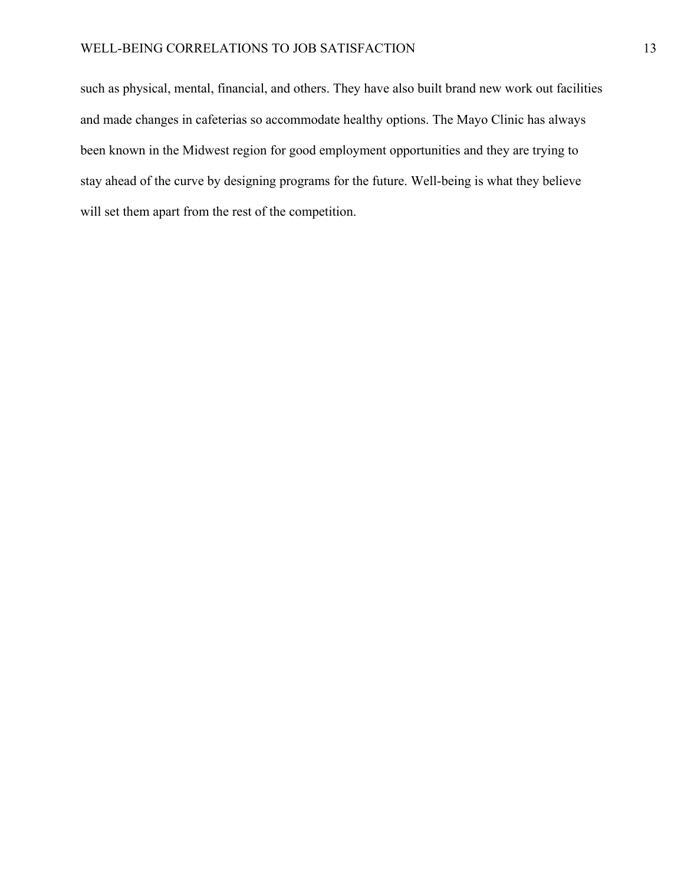such as physical, mental, financial, and others. They have also built brand new work out facilities and made changes in cafeterias so accommodate healthy options. The Mayo Clinic has always been known in the Midwest region for good employment opportunities and they are trying to stay ahead of the curve by designing programs for the future. Well-being is what they believe will set them apart from the rest of the competition.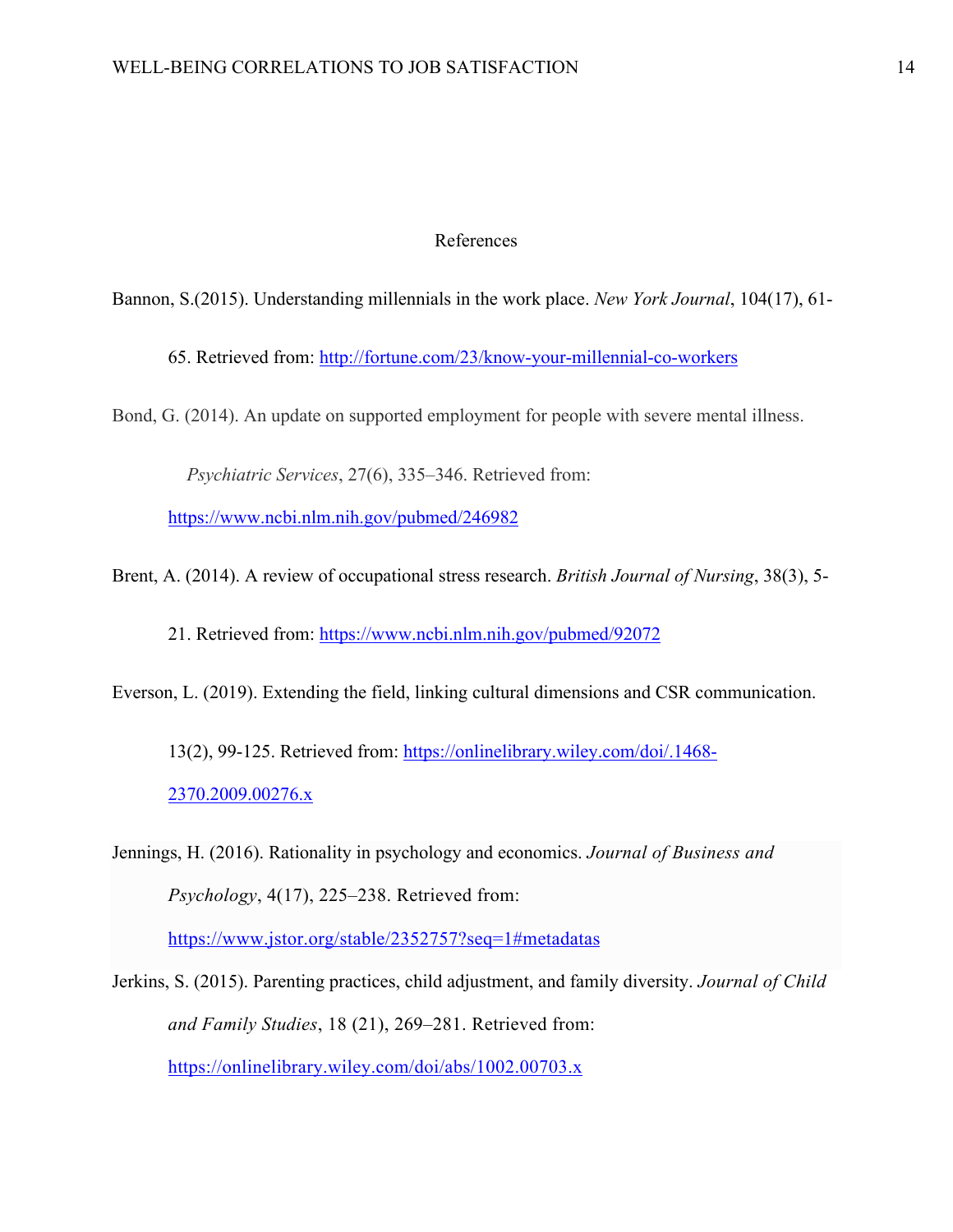# References

Bannon, S.(2015). Understanding millennials in the work place. *New York Journal*, 104(17), 61-65. Retrieved from: http://fortune.com/23/know-your-millennial-co-workers

Bond, G. (2014). An update on supported employment for people with severe mental illness. *Psychiatric Services*, 27(6), 335–346. Retrieved from: https://www.ncbi.nlm.nih.gov/pubmed/246982

Brent, A. (2014). A review of occupational stress research. *British Journal of Nursing*, 38(3), 5-21. Retrieved from: https://www.ncbi.nlm.nih.gov/pubmed/92072

Everson, L. (2019). Extending the field, linking cultural dimensions and CSR communication. 13(2), 99-125. Retrieved from: https://onlinelibrary.wiley.com/doi/.1468-2370.2009.00276.x

Jennings, H. (2016). Rationality in psychology and economics. *Journal of Business and Psychology*, 4(17), 225–238. Retrieved from: https://www.jstor.org/stable/2352757?seq=1#metadatas

Jerkins, S. (2015). Parenting practices, child adjustment, and family diversity. *Journal of Child and Family Studies*, 18 (21), 269–281. Retrieved from: https://onlinelibrary.wiley.com/doi/abs/1002.00703.x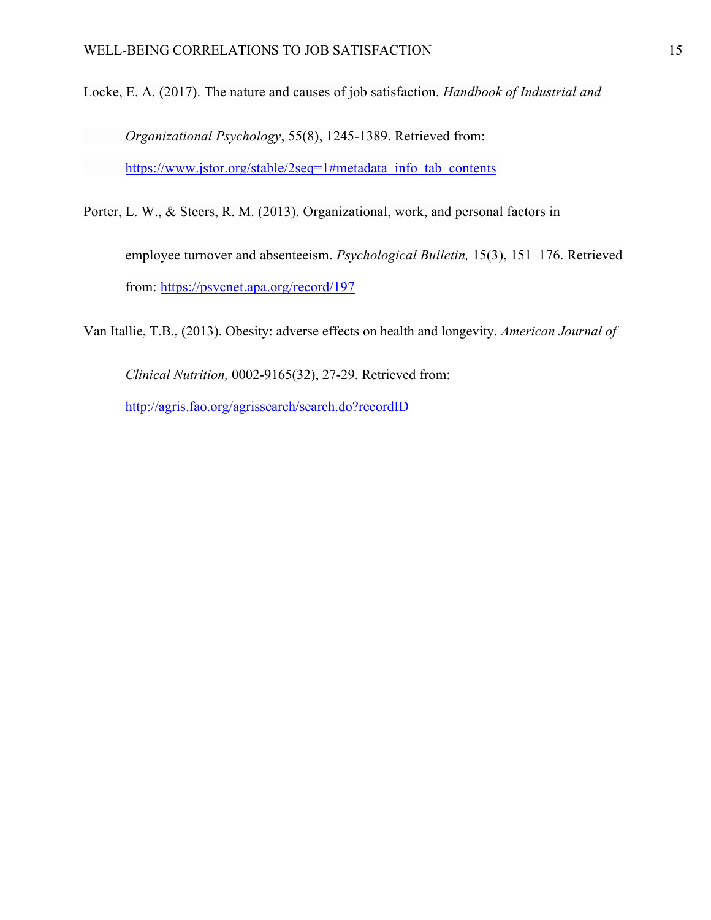Locke, E. A. (2017). The nature and causes of job satisfaction. *Handbook of Industrial and Organizational Psychology*, 55(8), 1245-1389. Retrieved from: https://www.jstor.org/stable/2seq=1#metadata_info_tab_contents

Porter, L. W., & Steers, R. M. (2013). Organizational, work, and personal factors in employee turnover and absenteeism. *Psychological Bulletin,* 15(3), 151–176. Retrieved from: https://psycnet.apa.org/record/197

Van Itallie, T.B., (2013). Obesity: adverse effects on health and longevity. *American Journal of Clinical Nutrition,* 0002-9165(32), 27-29. Retrieved from: http://agris.fao.org/agrissearch/search.do?recordID